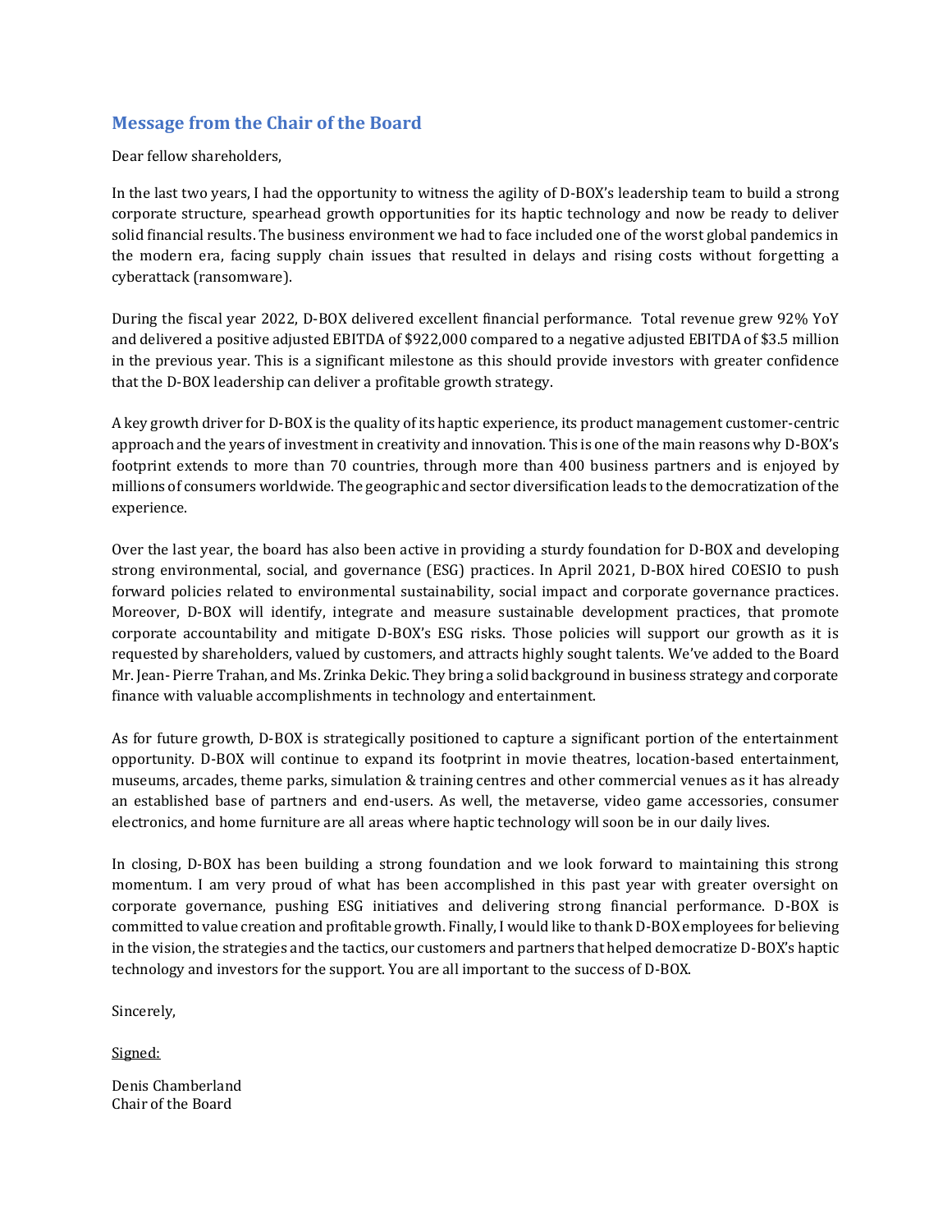## Message from the Chair of the Board

Dear fellow shareholders,

In the last two years, I had the opportunity to witness the agility of D-BOX's leadership team to build a strong corporate structure, spearhead growth opportunities for its haptic technology and now be ready to deliver solid financial results. The business environment we had to face included one of the worst global pandemics in the modern era, facing supply chain issues that resulted in delays and rising costs without forgetting a cyberattack (ransomware).

During the fiscal year 2022, D-BOX delivered excellent financial performance. Total revenue grew 92% YoY and delivered a positive adjusted EBITDA of $922,000 compared to a negative adjusted EBITDA of $3.5 million in the previous year. This is a significant milestone as this should provide investors with greater confidence that the D-BOX leadership can deliver a profitable growth strategy.

A key growth driver for D-BOX is the quality of its haptic experience, its product management customer-centric approach and the years of investment in creativity and innovation. This is one of the main reasons why D-BOX's footprint extends to more than 70 countries, through more than 400 business partners and is enjoyed by millions of consumers worldwide. The geographic and sector diversification leads to the democratization of the experience.

Over the last year, the board has also been active in providing a sturdy foundation for D-BOX and developing strong environmental, social, and governance (ESG) practices. In April 2021, D-BOX hired COESIO to push forward policies related to environmental sustainability, social impact and corporate governance practices. Moreover, D-BOX will identify, integrate and measure sustainable development practices, that promote corporate accountability and mitigate D-BOX's ESG risks. Those policies will support our growth as it is requested by shareholders, valued by customers, and attracts highly sought talents. We've added to the Board Mr. Jean- Pierre Trahan, and Ms. Zrinka Dekic. They bring a solid background in business strategy and corporate finance with valuable accomplishments in technology and entertainment.

As for future growth, D-BOX is strategically positioned to capture a significant portion of the entertainment opportunity. D-BOX will continue to expand its footprint in movie theatres, location-based entertainment, museums, arcades, theme parks, simulation & training centres and other commercial venues as it has already an established base of partners and end-users. As well, the metaverse, video game accessories, consumer electronics, and home furniture are all areas where haptic technology will soon be in our daily lives.

In closing, D-BOX has been building a strong foundation and we look forward to maintaining this strong momentum. I am very proud of what has been accomplished in this past year with greater oversight on corporate governance, pushing ESG initiatives and delivering strong financial performance. D-BOX is committed to value creation and profitable growth. Finally, I would like to thank D-BOX employees for believing in the vision, the strategies and the tactics, our customers and partners that helped democratize D-BOX's haptic technology and investors for the support. You are all important to the success of D-BOX.

Sincerely,

Signed:

Denis Chamberland
Chair of the Board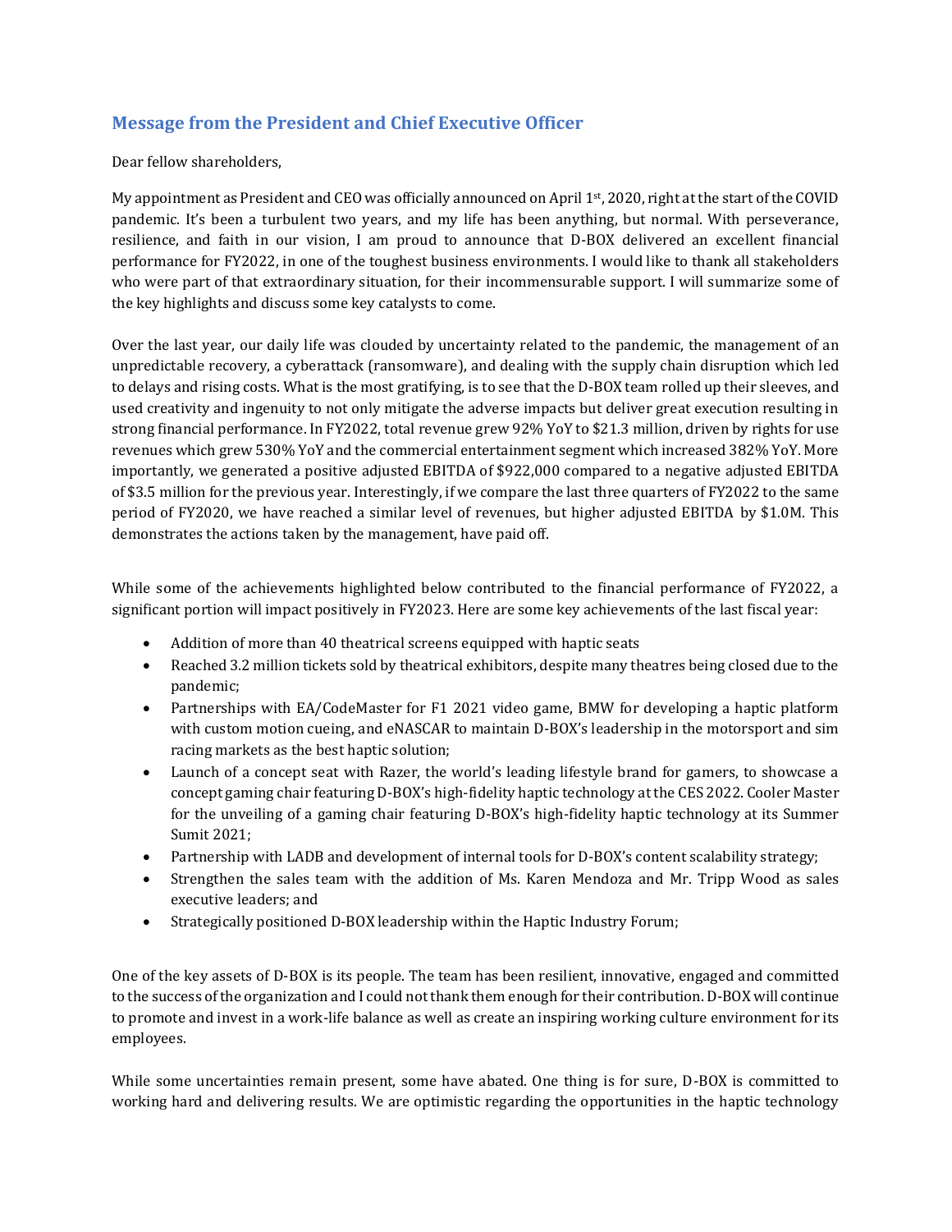## Message from the President and Chief Executive Officer

Dear fellow shareholders,

My appointment as President and CEO was officially announced on April 1st, 2020, right at the start of the COVID pandemic. It's been a turbulent two years, and my life has been anything, but normal. With perseverance, resilience, and faith in our vision, I am proud to announce that D-BOX delivered an excellent financial performance for FY2022, in one of the toughest business environments. I would like to thank all stakeholders who were part of that extraordinary situation, for their incommensurable support. I will summarize some of the key highlights and discuss some key catalysts to come.

Over the last year, our daily life was clouded by uncertainty related to the pandemic, the management of an unpredictable recovery, a cyberattack (ransomware), and dealing with the supply chain disruption which led to delays and rising costs. What is the most gratifying, is to see that the D-BOX team rolled up their sleeves, and used creativity and ingenuity to not only mitigate the adverse impacts but deliver great execution resulting in strong financial performance. In FY2022, total revenue grew 92% YoY to $21.3 million, driven by rights for use revenues which grew 530% YoY and the commercial entertainment segment which increased 382% YoY. More importantly, we generated a positive adjusted EBITDA of $922,000 compared to a negative adjusted EBITDA of $3.5 million for the previous year. Interestingly, if we compare the last three quarters of FY2022 to the same period of FY2020, we have reached a similar level of revenues, but higher adjusted EBITDA by $1.0M. This demonstrates the actions taken by the management, have paid off.

While some of the achievements highlighted below contributed to the financial performance of FY2022, a significant portion will impact positively in FY2023. Here are some key achievements of the last fiscal year:

- Addition of more than 40 theatrical screens equipped with haptic seats
- Reached 3.2 million tickets sold by theatrical exhibitors, despite many theatres being closed due to the pandemic;
- Partnerships with EA/CodeMaster for F1 2021 video game, BMW for developing a haptic platform with custom motion cueing, and eNASCAR to maintain D-BOX's leadership in the motorsport and sim racing markets as the best haptic solution;
- Launch of a concept seat with Razer, the world's leading lifestyle brand for gamers, to showcase a concept gaming chair featuring D-BOX's high-fidelity haptic technology at the CES 2022. Cooler Master for the unveiling of a gaming chair featuring D-BOX's high-fidelity haptic technology at its Summer Sumit 2021;
- Partnership with LADB and development of internal tools for D-BOX's content scalability strategy;
- Strengthen the sales team with the addition of Ms. Karen Mendoza and Mr. Tripp Wood as sales executive leaders; and
- Strategically positioned D-BOX leadership within the Haptic Industry Forum;

One of the key assets of D-BOX is its people. The team has been resilient, innovative, engaged and committed to the success of the organization and I could not thank them enough for their contribution. D-BOX will continue to promote and invest in a work-life balance as well as create an inspiring working culture environment for its employees.

While some uncertainties remain present, some have abated. One thing is for sure, D-BOX is committed to working hard and delivering results. We are optimistic regarding the opportunities in the haptic technology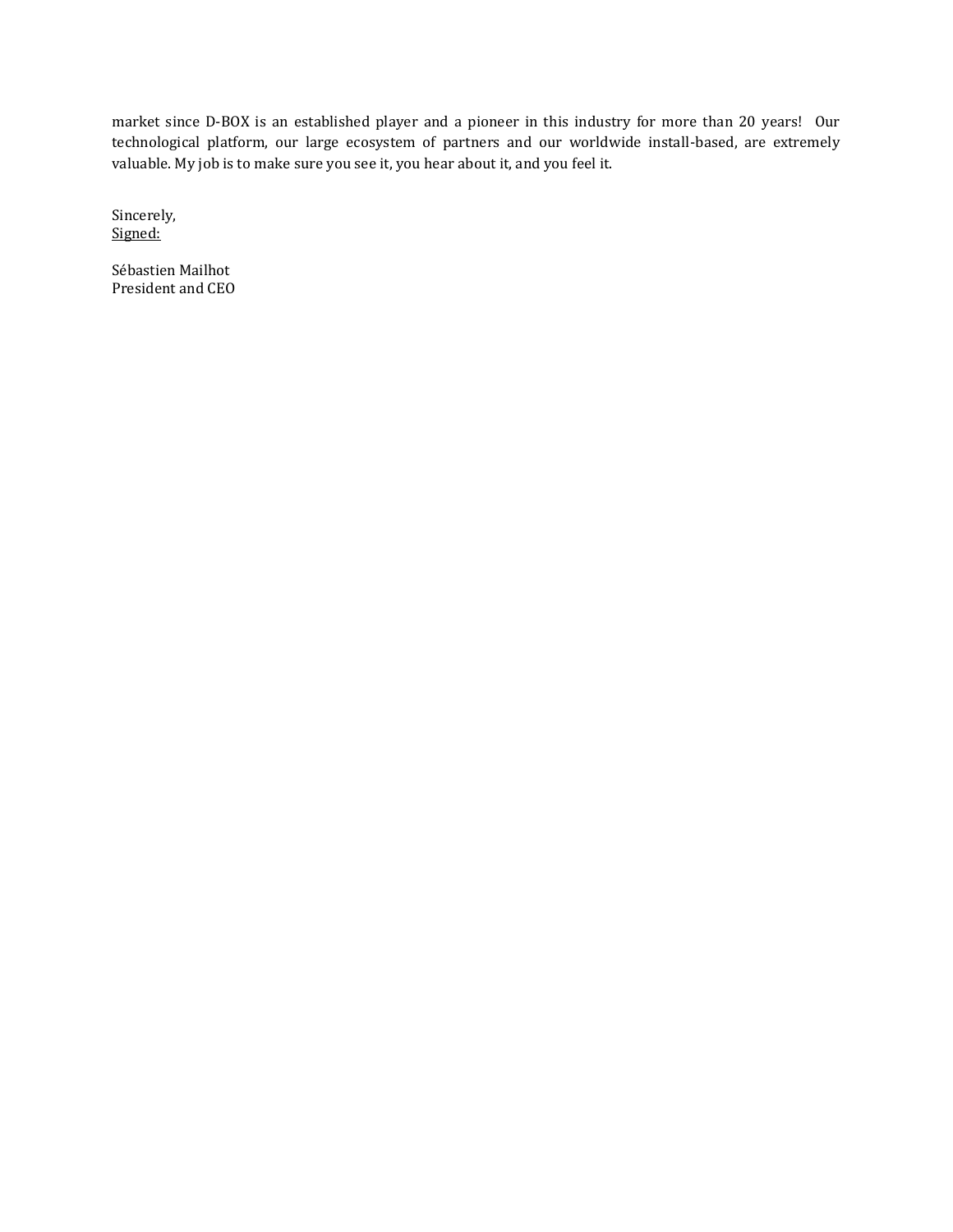market since D-BOX is an established player and a pioneer in this industry for more than 20 years! Our technological platform, our large ecosystem of partners and our worldwide install-based, are extremely valuable. My job is to make sure you see it, you hear about it, and you feel it.

Sincerely,
<u>Signed:</u>

Sébastien Mailhot
President and CEO